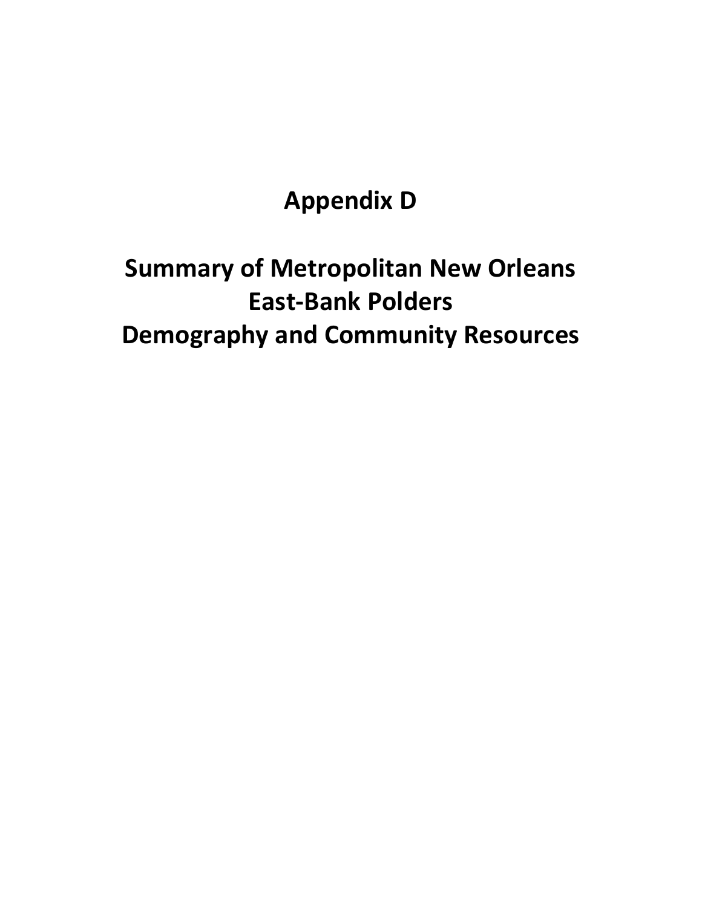# Appendix D

# Summary of Metropolitan New Orleans East-Bank Polders Demography and Community Resources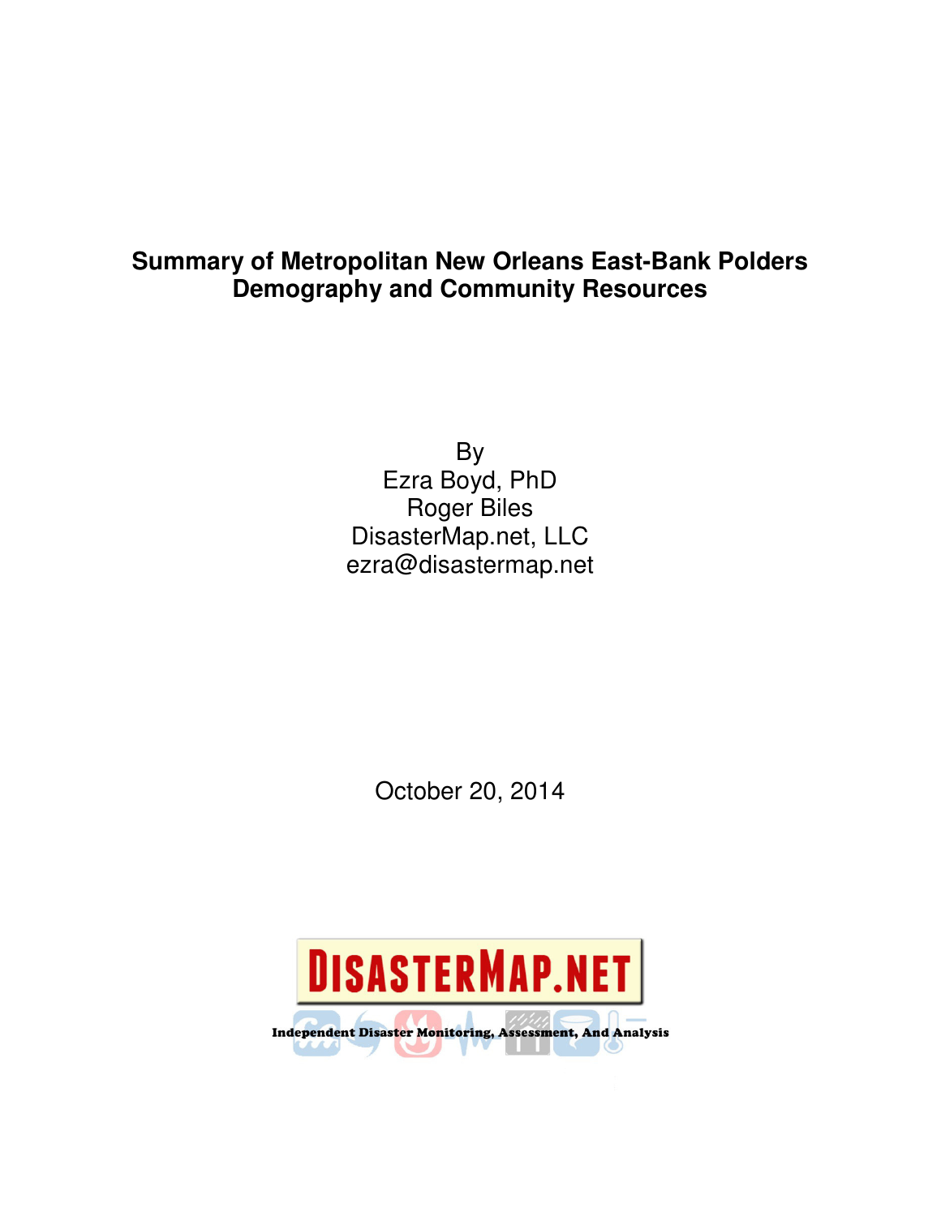# Summary of Metropolitan New Orleans East-Bank Polders Demography and Community Resources

By
Ezra Boyd, PhD
Roger Biles
DisasterMap.net, LLC
ezra@disastermap.net

October 20, 2014

DISASTERMAP.NET

Independent Disaster Monitoring, Assessment, And Analysis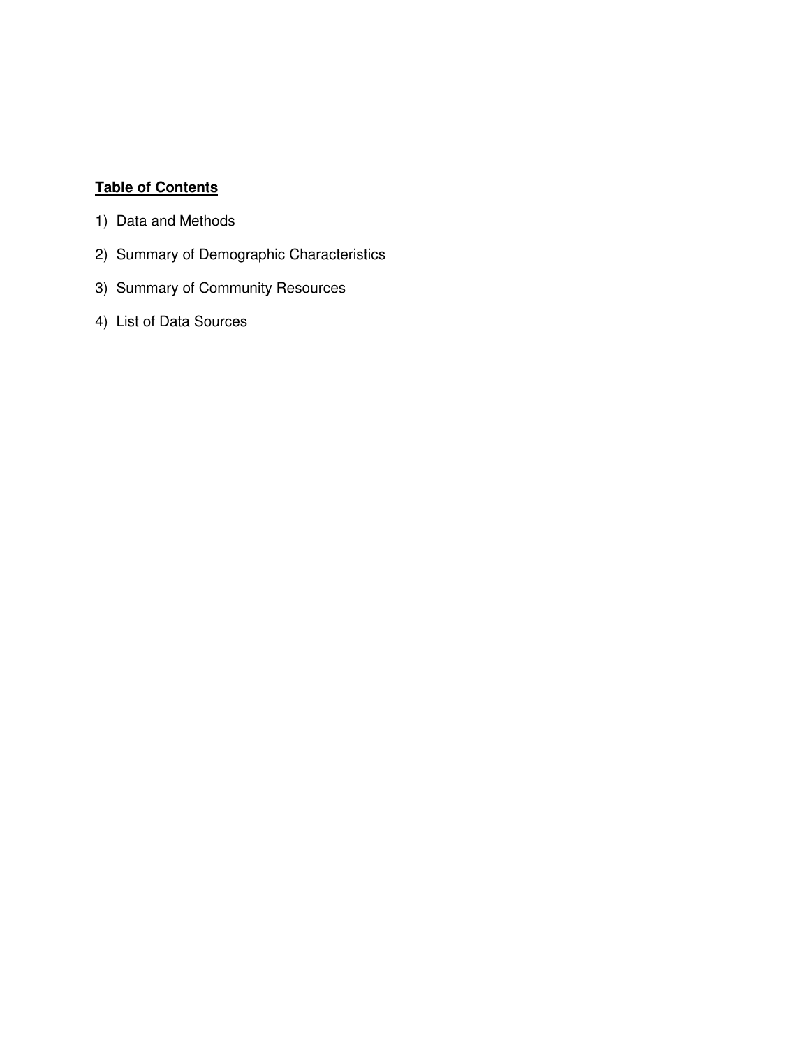## **Table of Contents**

1) Data and Methods
2) Summary of Demographic Characteristics
3) Summary of Community Resources
4) List of Data Sources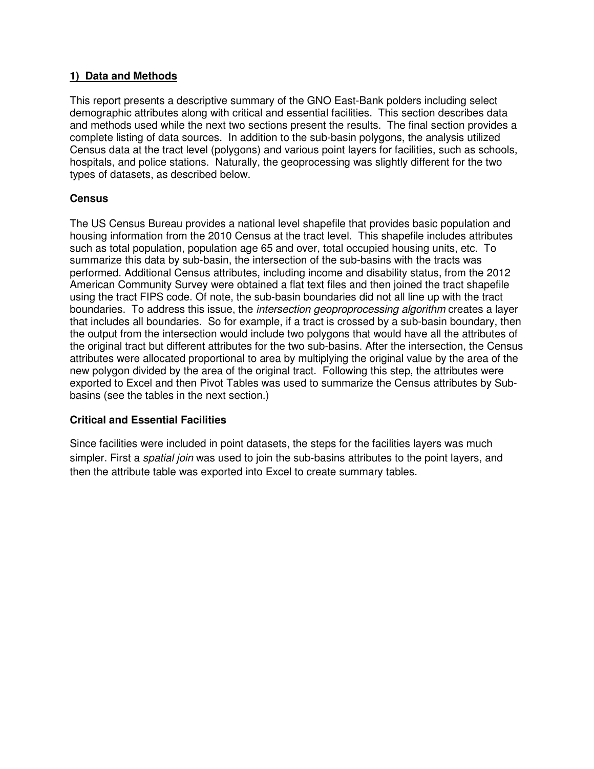## 1) Data and Methods

This report presents a descriptive summary of the GNO East-Bank polders including select demographic attributes along with critical and essential facilities. This section describes data and methods used while the next two sections present the results. The final section provides a complete listing of data sources. In addition to the sub-basin polygons, the analysis utilized Census data at the tract level (polygons) and various point layers for facilities, such as schools, hospitals, and police stations. Naturally, the geoprocessing was slightly different for the two types of datasets, as described below.

### Census

The US Census Bureau provides a national level shapefile that provides basic population and housing information from the 2010 Census at the tract level. This shapefile includes attributes such as total population, population age 65 and over, total occupied housing units, etc. To summarize this data by sub-basin, the intersection of the sub-basins with the tracts was performed. Additional Census attributes, including income and disability status, from the 2012 American Community Survey were obtained a flat text files and then joined the tract shapefile using the tract FIPS code. Of note, the sub-basin boundaries did not all line up with the tract boundaries. To address this issue, the *intersection geoproprocessing algorithm* creates a layer that includes all boundaries. So for example, if a tract is crossed by a sub-basin boundary, then the output from the intersection would include two polygons that would have all the attributes of the original tract but different attributes for the two sub-basins. After the intersection, the Census attributes were allocated proportional to area by multiplying the original value by the area of the new polygon divided by the area of the original tract. Following this step, the attributes were exported to Excel and then Pivot Tables was used to summarize the Census attributes by Sub-basins (see the tables in the next section.)

### Critical and Essential Facilities

Since facilities were included in point datasets, the steps for the facilities layers was much simpler. First a *spatial join* was used to join the sub-basins attributes to the point layers, and then the attribute table was exported into Excel to create summary tables.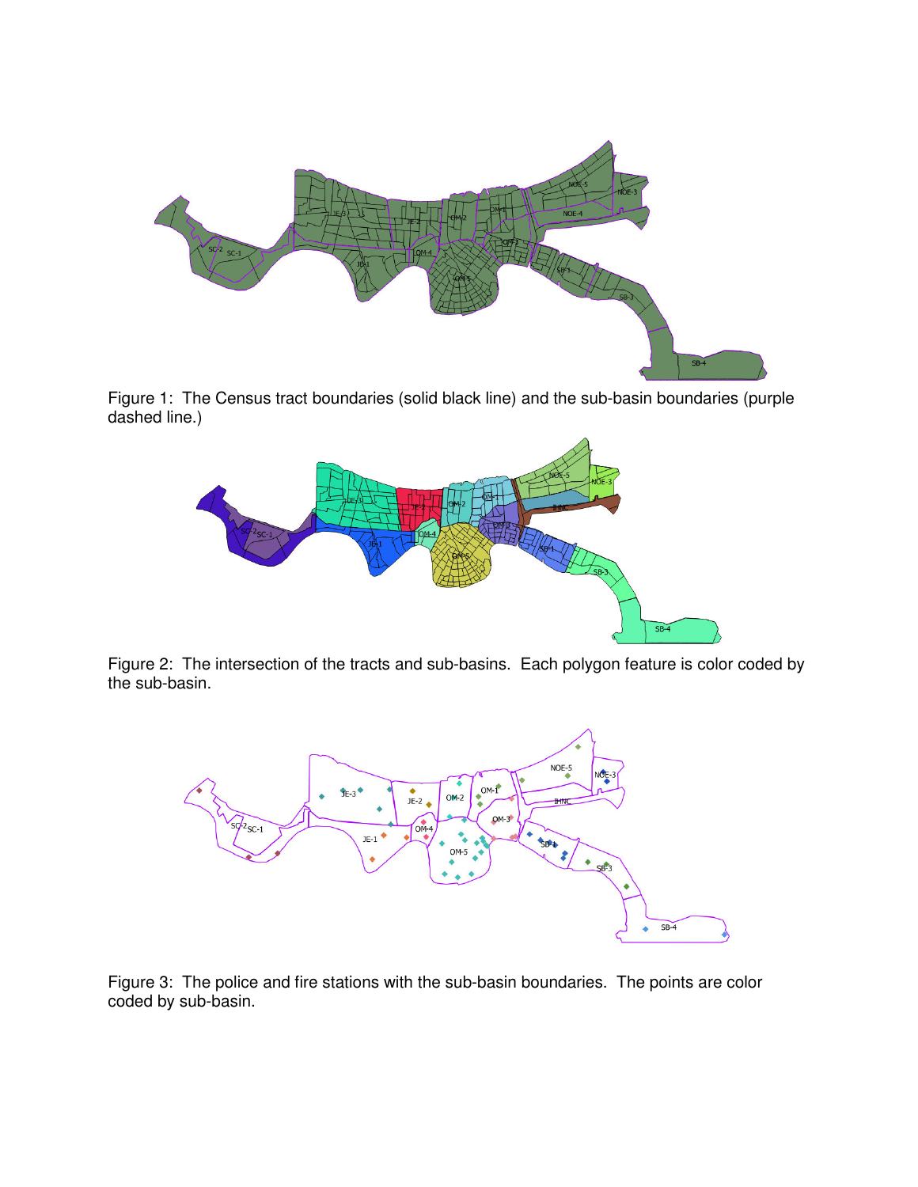Figure 1: The Census tract boundaries (solid black line) and the sub-basin boundaries (purple dashed line.)

Figure 2: The intersection of the tracts and sub-basins. Each polygon feature is color coded by the sub-basin.

Figure 3: The police and fire stations with the sub-basin boundaries. The points are color coded by sub-basin.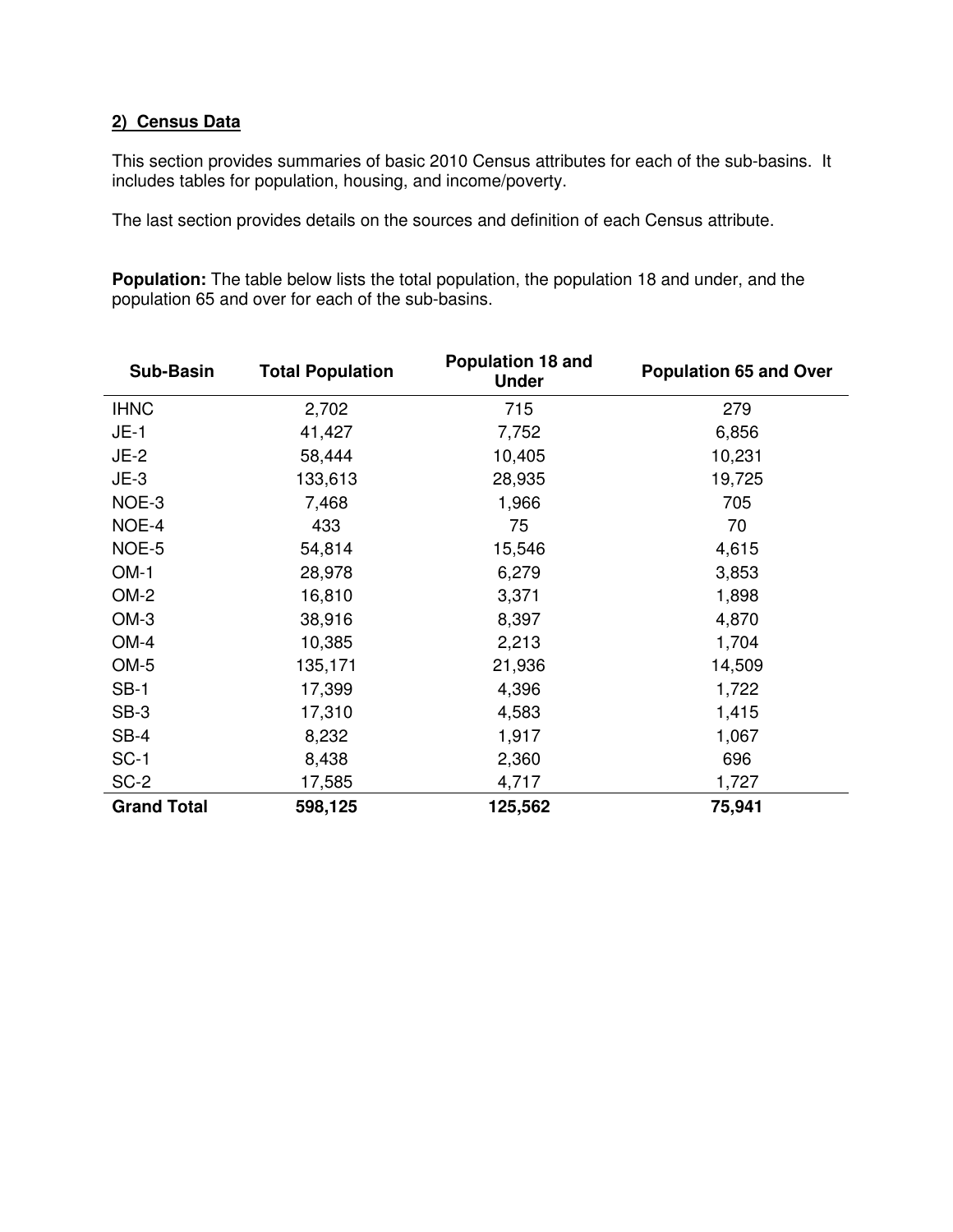## 2) Census Data

This section provides summaries of basic 2010 Census attributes for each of the sub-basins. It includes tables for population, housing, and income/poverty.

The last section provides details on the sources and definition of each Census attribute.

**Population:** The table below lists the total population, the population 18 and under, and the population 65 and over for each of the sub-basins.

| Sub-Basin | Total Population | Population 18 and Under | Population 65 and Over |
|---|---|---|---|
| IHNC | 2,702 | 715 | 279 |
| JE-1 | 41,427 | 7,752 | 6,856 |
| JE-2 | 58,444 | 10,405 | 10,231 |
| JE-3 | 133,613 | 28,935 | 19,725 |
| NOE-3 | 7,468 | 1,966 | 705 |
| NOE-4 | 433 | 75 | 70 |
| NOE-5 | 54,814 | 15,546 | 4,615 |
| OM-1 | 28,978 | 6,279 | 3,853 |
| OM-2 | 16,810 | 3,371 | 1,898 |
| OM-3 | 38,916 | 8,397 | 4,870 |
| OM-4 | 10,385 | 2,213 | 1,704 |
| OM-5 | 135,171 | 21,936 | 14,509 |
| SB-1 | 17,399 | 4,396 | 1,722 |
| SB-3 | 17,310 | 4,583 | 1,415 |
| SB-4 | 8,232 | 1,917 | 1,067 |
| SC-1 | 8,438 | 2,360 | 696 |
| SC-2 | 17,585 | 4,717 | 1,727 |
| **Grand Total** | **598,125** | **125,562** | **75,941** |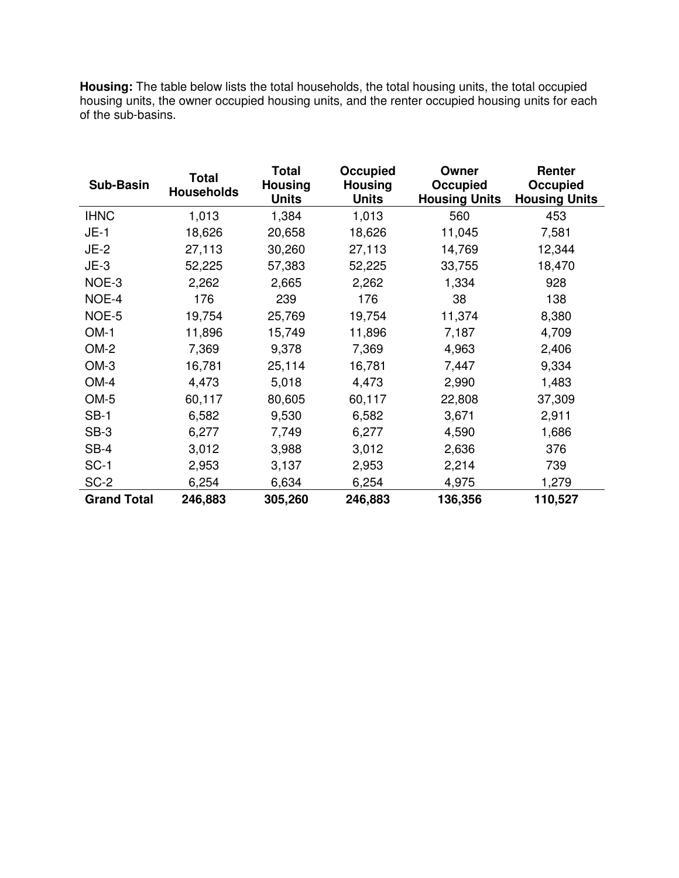**Housing:** The table below lists the total households, the total housing units, the total occupied housing units, the owner occupied housing units, and the renter occupied housing units for each of the sub-basins.

| Sub-Basin | Total Households | Total Housing Units | Occupied Housing Units | Owner Occupied Housing Units | Renter Occupied Housing Units |
|---|---|---|---|---|---|
| IHNC | 1,013 | 1,384 | 1,013 | 560 | 453 |
| JE-1 | 18,626 | 20,658 | 18,626 | 11,045 | 7,581 |
| JE-2 | 27,113 | 30,260 | 27,113 | 14,769 | 12,344 |
| JE-3 | 52,225 | 57,383 | 52,225 | 33,755 | 18,470 |
| NOE-3 | 2,262 | 2,665 | 2,262 | 1,334 | 928 |
| NOE-4 | 176 | 239 | 176 | 38 | 138 |
| NOE-5 | 19,754 | 25,769 | 19,754 | 11,374 | 8,380 |
| OM-1 | 11,896 | 15,749 | 11,896 | 7,187 | 4,709 |
| OM-2 | 7,369 | 9,378 | 7,369 | 4,963 | 2,406 |
| OM-3 | 16,781 | 25,114 | 16,781 | 7,447 | 9,334 |
| OM-4 | 4,473 | 5,018 | 4,473 | 2,990 | 1,483 |
| OM-5 | 60,117 | 80,605 | 60,117 | 22,808 | 37,309 |
| SB-1 | 6,582 | 9,530 | 6,582 | 3,671 | 2,911 |
| SB-3 | 6,277 | 7,749 | 6,277 | 4,590 | 1,686 |
| SB-4 | 3,012 | 3,988 | 3,012 | 2,636 | 376 |
| SC-1 | 2,953 | 3,137 | 2,953 | 2,214 | 739 |
| SC-2 | 6,254 | 6,634 | 6,254 | 4,975 | 1,279 |
| **Grand Total** | **246,883** | **305,260** | **246,883** | **136,356** | **110,527** |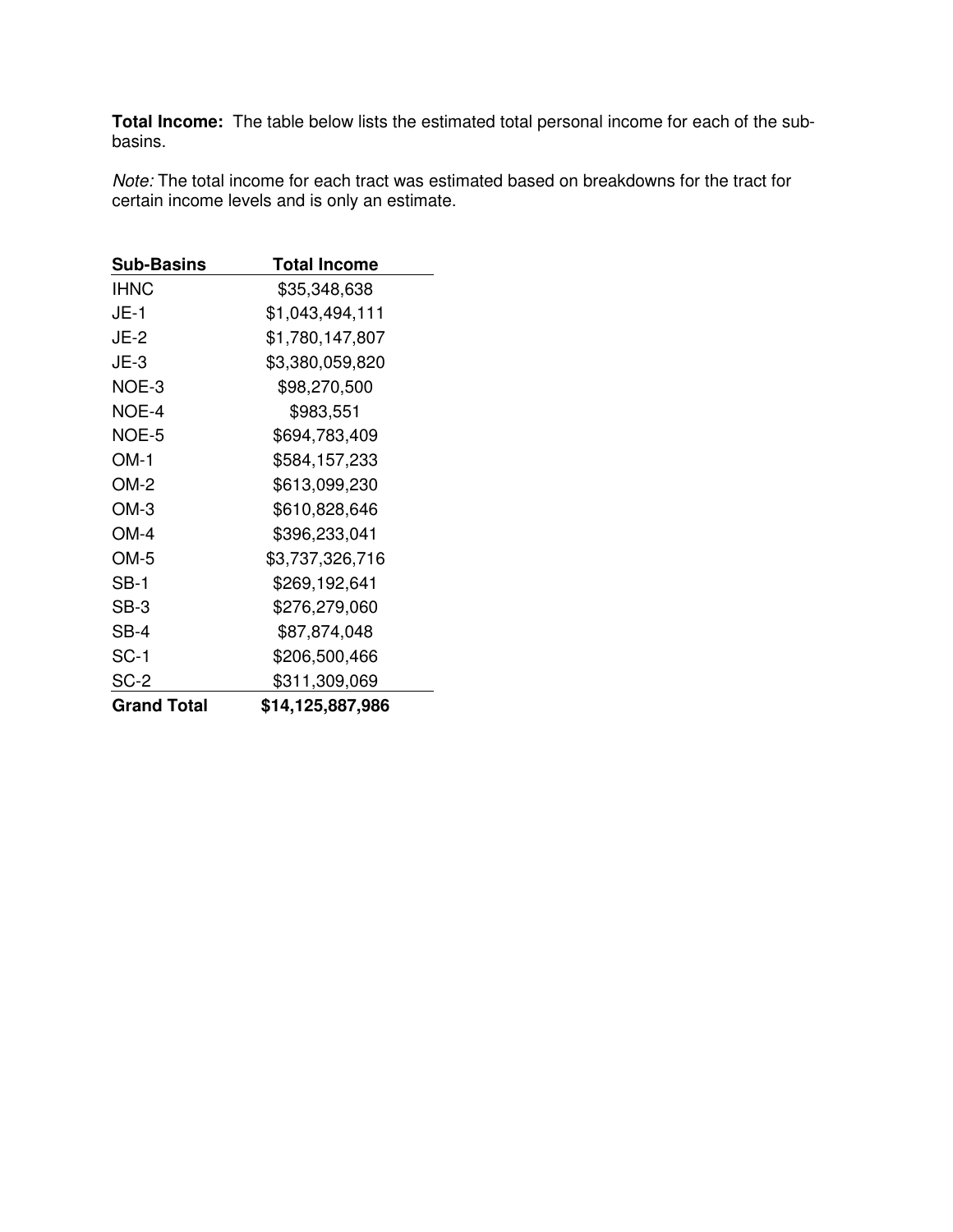**Total Income:** The table below lists the estimated total personal income for each of the sub-basins.

*Note:* The total income for each tract was estimated based on breakdowns for the tract for certain income levels and is only an estimate.

| Sub-Basins | Total Income |
|---|---|
| IHNC | $35,348,638 |
| JE-1 | $1,043,494,111 |
| JE-2 | $1,780,147,807 |
| JE-3 | $3,380,059,820 |
| NOE-3 | $98,270,500 |
| NOE-4 | $983,551 |
| NOE-5 | $694,783,409 |
| OM-1 | $584,157,233 |
| OM-2 | $613,099,230 |
| OM-3 | $610,828,646 |
| OM-4 | $396,233,041 |
| OM-5 | $3,737,326,716 |
| SB-1 | $269,192,641 |
| SB-3 | $276,279,060 |
| SB-4 | $87,874,048 |
| SC-1 | $206,500,466 |
| SC-2 | $311,309,069 |
| **Grand Total** | **$14,125,887,986** |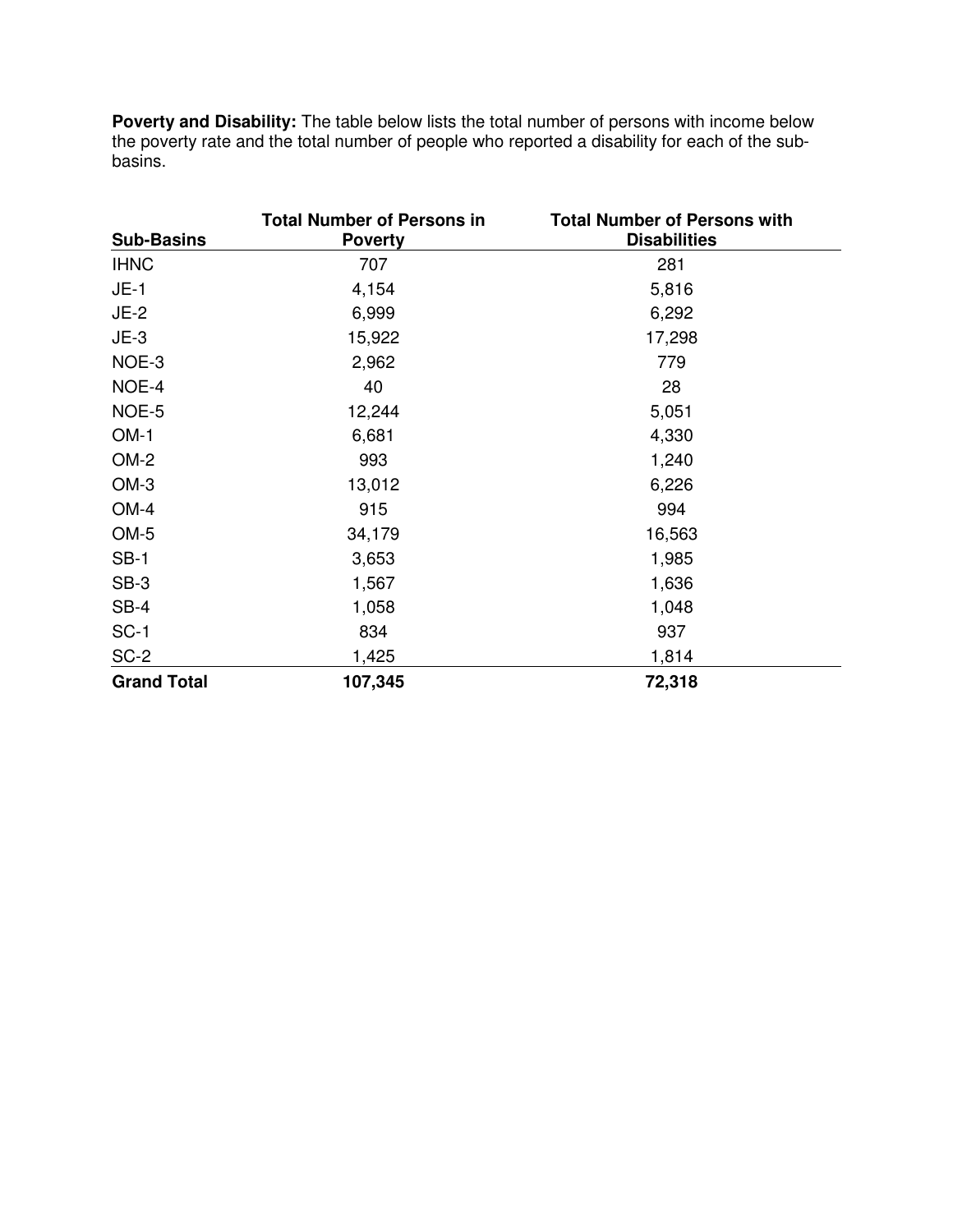**Poverty and Disability:** The table below lists the total number of persons with income below the poverty rate and the total number of people who reported a disability for each of the sub-basins.

| Sub-Basins | Total Number of Persons in Poverty | Total Number of Persons with Disabilities |
|---|---|---|
| IHNC | 707 | 281 |
| JE-1 | 4,154 | 5,816 |
| JE-2 | 6,999 | 6,292 |
| JE-3 | 15,922 | 17,298 |
| NOE-3 | 2,962 | 779 |
| NOE-4 | 40 | 28 |
| NOE-5 | 12,244 | 5,051 |
| OM-1 | 6,681 | 4,330 |
| OM-2 | 993 | 1,240 |
| OM-3 | 13,012 | 6,226 |
| OM-4 | 915 | 994 |
| OM-5 | 34,179 | 16,563 |
| SB-1 | 3,653 | 1,985 |
| SB-3 | 1,567 | 1,636 |
| SB-4 | 1,058 | 1,048 |
| SC-1 | 834 | 937 |
| SC-2 | 1,425 | 1,814 |
| **Grand Total** | **107,345** | **72,318** |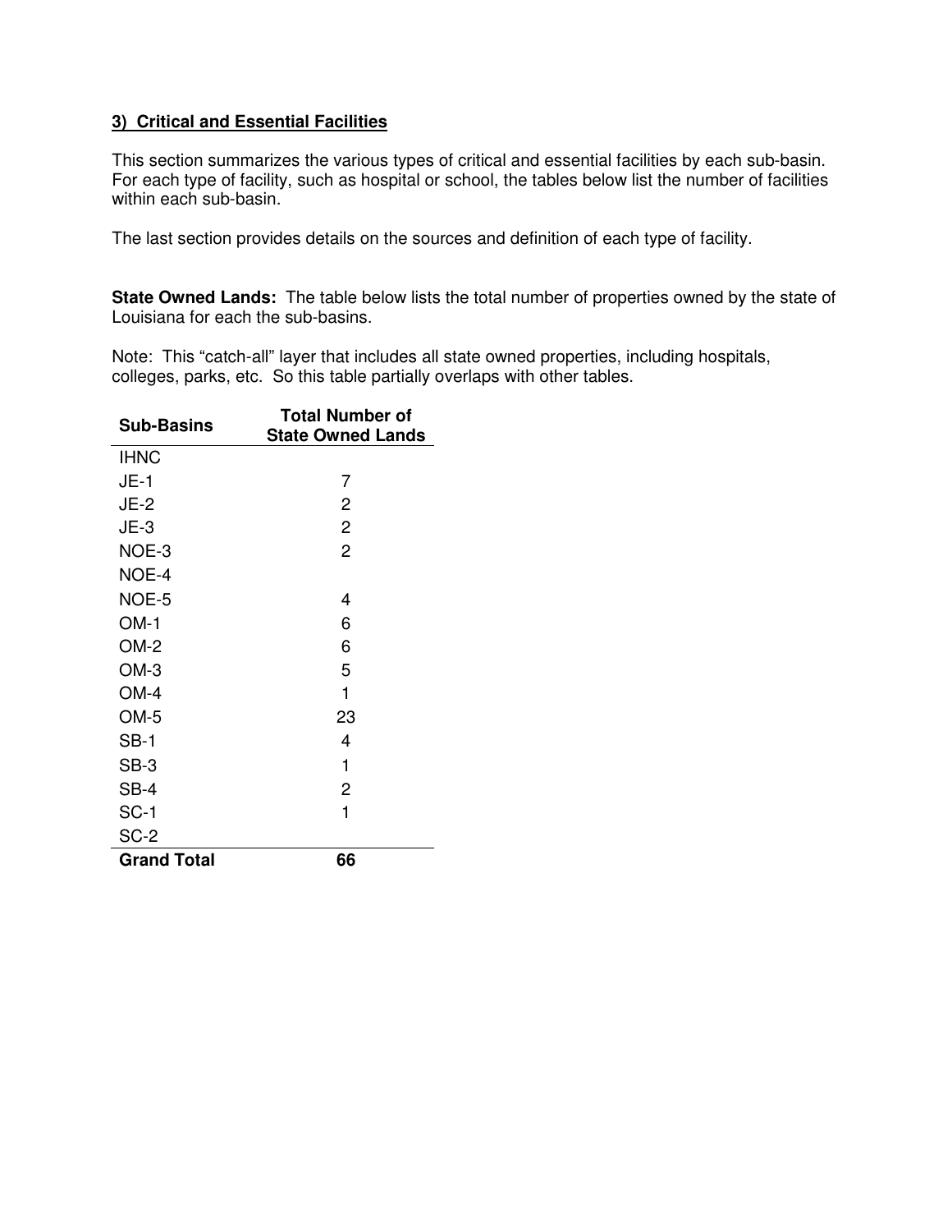### 3) Critical and Essential Facilities

This section summarizes the various types of critical and essential facilities by each sub-basin. For each type of facility, such as hospital or school, the tables below list the number of facilities within each sub-basin.

The last section provides details on the sources and definition of each type of facility.

**State Owned Lands:** The table below lists the total number of properties owned by the state of Louisiana for each the sub-basins.

Note: This "catch-all" layer that includes all state owned properties, including hospitals, colleges, parks, etc. So this table partially overlaps with other tables.

| Sub-Basins | Total Number of State Owned Lands |
|---|---|
| IHNC | |
| JE-1 | 7 |
| JE-2 | 2 |
| JE-3 | 2 |
| NOE-3 | 2 |
| NOE-4 | |
| NOE-5 | 4 |
| OM-1 | 6 |
| OM-2 | 6 |
| OM-3 | 5 |
| OM-4 | 1 |
| OM-5 | 23 |
| SB-1 | 4 |
| SB-3 | 1 |
| SB-4 | 2 |
| SC-1 | 1 |
| SC-2 | |
| **Grand Total** | **66** |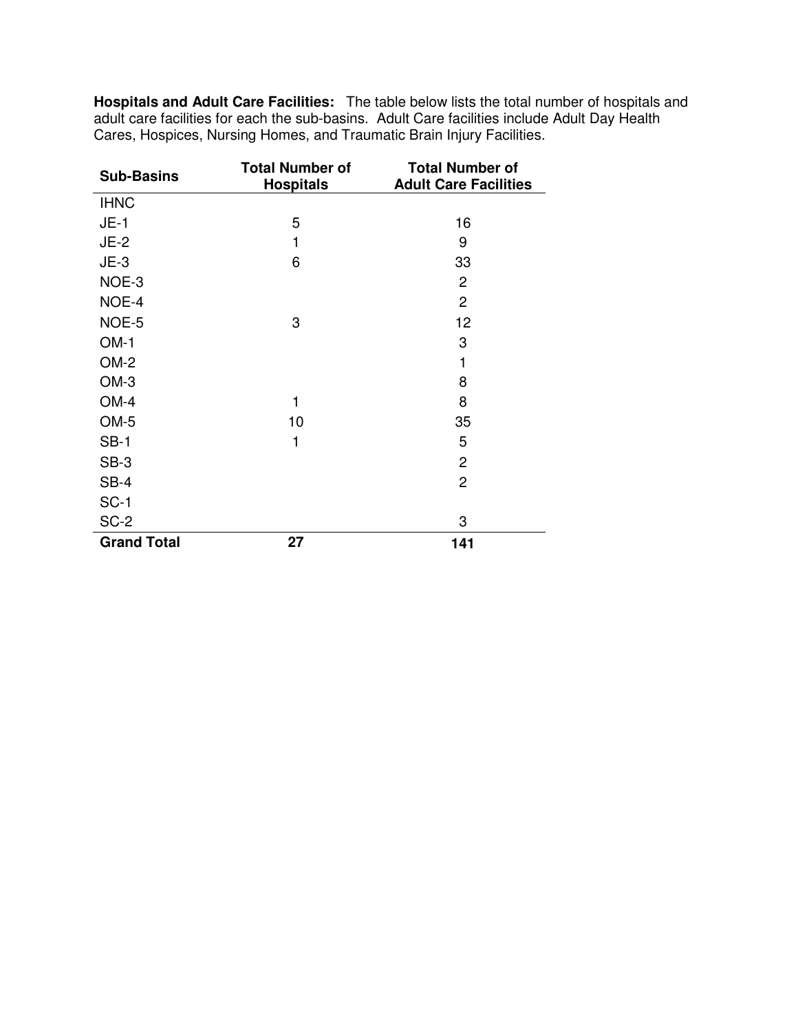**Hospitals and Adult Care Facilities:** The table below lists the total number of hospitals and adult care facilities for each the sub-basins. Adult Care facilities include Adult Day Health Cares, Hospices, Nursing Homes, and Traumatic Brain Injury Facilities.

| Sub-Basins | Total Number of Hospitals | Total Number of Adult Care Facilities |
|---|---|---|
| IHNC | | |
| JE-1 | 5 | 16 |
| JE-2 | 1 | 9 |
| JE-3 | 6 | 33 |
| NOE-3 | | 2 |
| NOE-4 | | 2 |
| NOE-5 | 3 | 12 |
| OM-1 | | 3 |
| OM-2 | | 1 |
| OM-3 | | 8 |
| OM-4 | 1 | 8 |
| OM-5 | 10 | 35 |
| SB-1 | 1 | 5 |
| SB-3 | | 2 |
| SB-4 | | 2 |
| SC-1 | | |
| SC-2 | | 3 |
| **Grand Total** | **27** | **141** |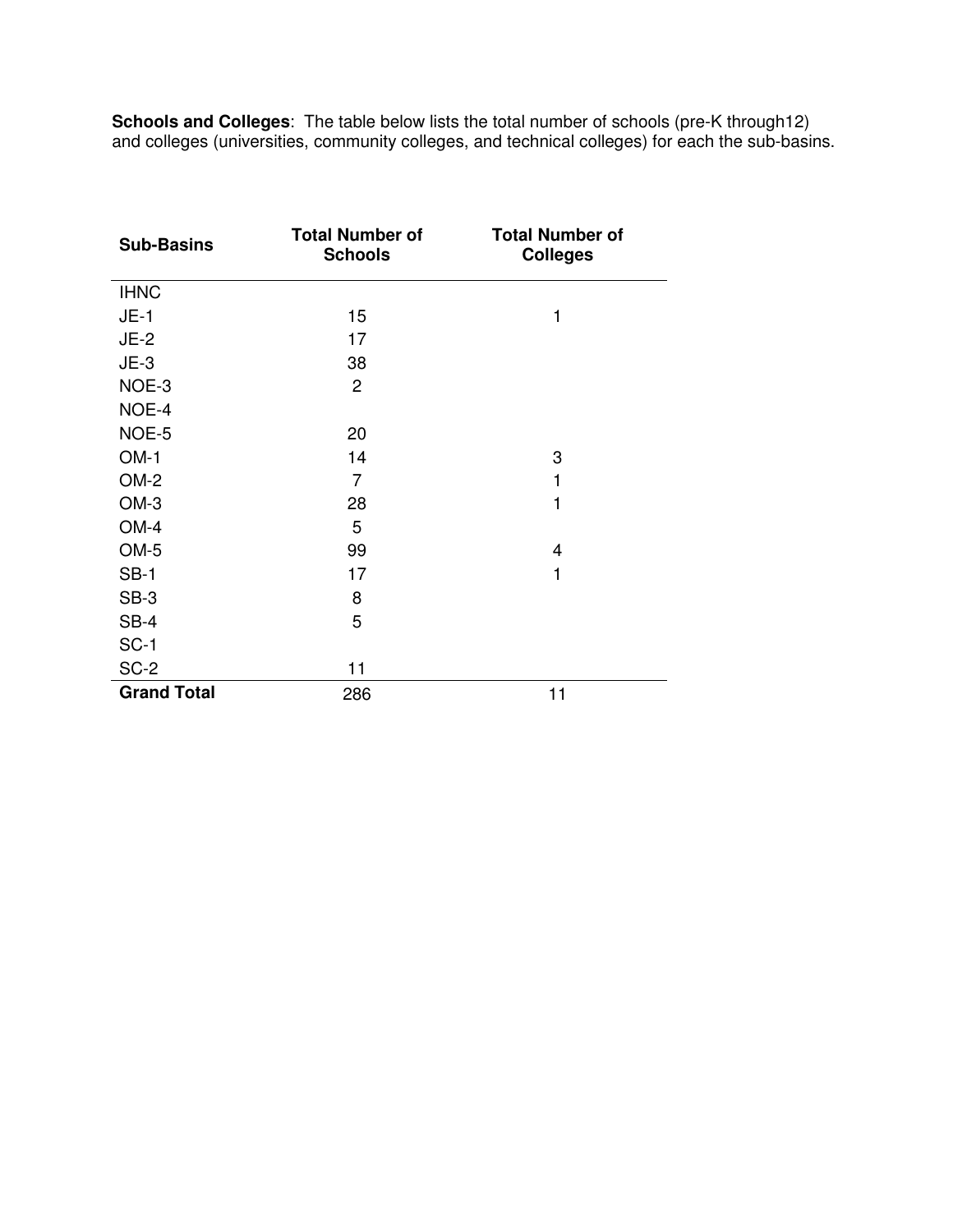**Schools and Colleges**: The table below lists the total number of schools (pre-K through12) and colleges (universities, community colleges, and technical colleges) for each the sub-basins.

| Sub-Basins | Total Number of Schools | Total Number of Colleges |
|---|---|---|
| IHNC | | |
| JE-1 | 15 | 1 |
| JE-2 | 17 | |
| JE-3 | 38 | |
| NOE-3 | 2 | |
| NOE-4 | | |
| NOE-5 | 20 | |
| OM-1 | 14 | 3 |
| OM-2 | 7 | 1 |
| OM-3 | 28 | 1 |
| OM-4 | 5 | |
| OM-5 | 99 | 4 |
| SB-1 | 17 | 1 |
| SB-3 | 8 | |
| SB-4 | 5 | |
| SC-1 | | |
| SC-2 | 11 | |
| **Grand Total** | 286 | 11 |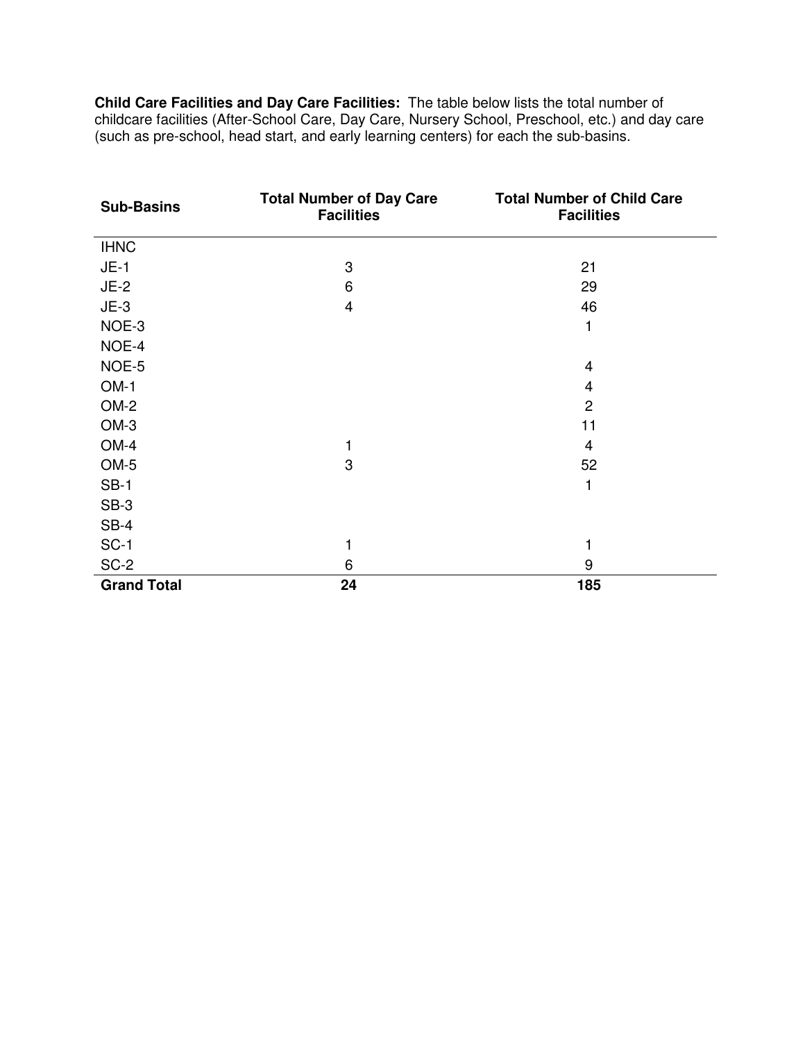**Child Care Facilities and Day Care Facilities:** The table below lists the total number of childcare facilities (After-School Care, Day Care, Nursery School, Preschool, etc.) and day care (such as pre-school, head start, and early learning centers) for each the sub-basins.

| Sub-Basins | Total Number of Day Care Facilities | Total Number of Child Care Facilities |
|---|---|---|
| IHNC | | |
| JE-1 | 3 | 21 |
| JE-2 | 6 | 29 |
| JE-3 | 4 | 46 |
| NOE-3 | | 1 |
| NOE-4 | | |
| NOE-5 | | 4 |
| OM-1 | | 4 |
| OM-2 | | 2 |
| OM-3 | | 11 |
| OM-4 | 1 | 4 |
| OM-5 | 3 | 52 |
| SB-1 | | 1 |
| SB-3 | | |
| SB-4 | | |
| SC-1 | 1 | 1 |
| SC-2 | 6 | 9 |
| **Grand Total** | **24** | **185** |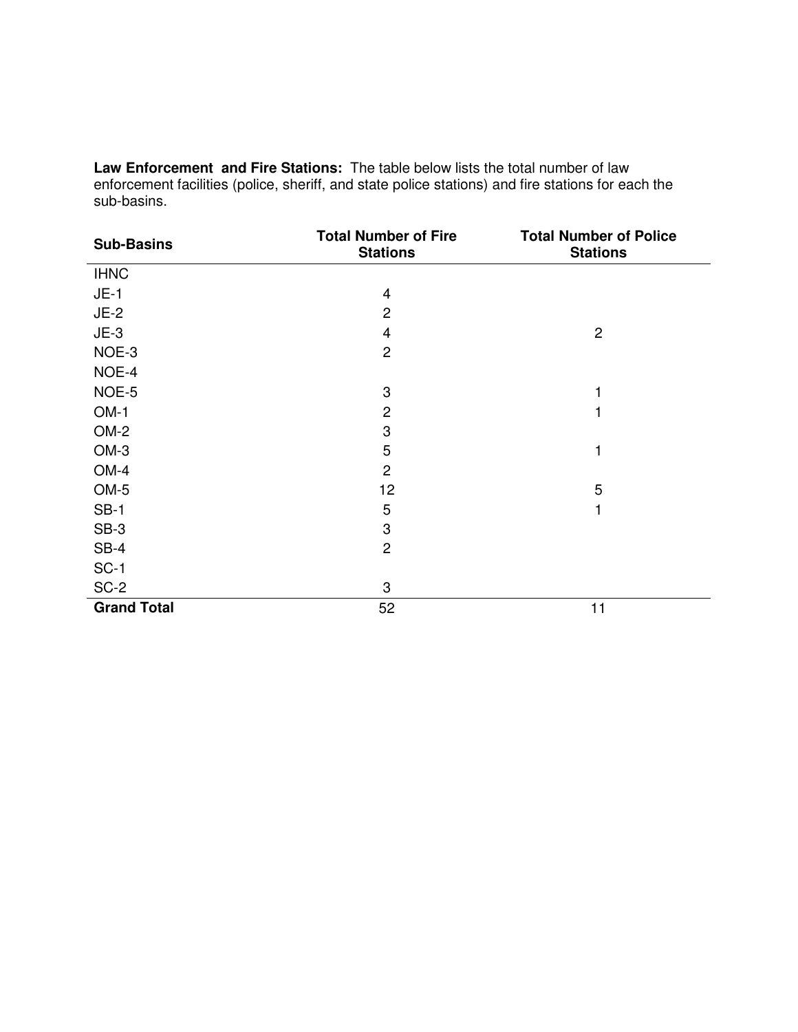**Law Enforcement and Fire Stations:** The table below lists the total number of law enforcement facilities (police, sheriff, and state police stations) and fire stations for each the sub-basins.

| Sub-Basins | Total Number of Fire Stations | Total Number of Police Stations |
|---|---|---|
| IHNC | | |
| JE-1 | 4 | |
| JE-2 | 2 | |
| JE-3 | 4 | 2 |
| NOE-3 | 2 | |
| NOE-4 | | |
| NOE-5 | 3 | 1 |
| OM-1 | 2 | 1 |
| OM-2 | 3 | |
| OM-3 | 5 | 1 |
| OM-4 | 2 | |
| OM-5 | 12 | 5 |
| SB-1 | 5 | 1 |
| SB-3 | 3 | |
| SB-4 | 2 | |
| SC-1 | | |
| SC-2 | 3 | |
| **Grand Total** | 52 | 11 |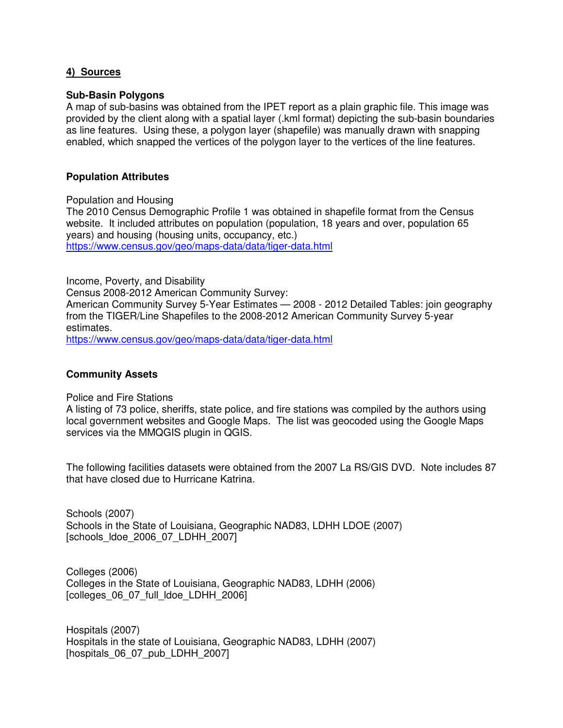## 4) Sources

### Sub-Basin Polygons

A map of sub-basins was obtained from the IPET report as a plain graphic file. This image was provided by the client along with a spatial layer (.kml format) depicting the sub-basin boundaries as line features. Using these, a polygon layer (shapefile) was manually drawn with snapping enabled, which snapped the vertices of the polygon layer to the vertices of the line features.

### Population Attributes

Population and Housing

The 2010 Census Demographic Profile 1 was obtained in shapefile format from the Census website. It included attributes on population (population, 18 years and over, population 65 years) and housing (housing units, occupancy, etc.)

https://www.census.gov/geo/maps-data/data/tiger-data.html

Income, Poverty, and Disability

Census 2008-2012 American Community Survey:

American Community Survey 5-Year Estimates — 2008 - 2012 Detailed Tables: join geography from the TIGER/Line Shapefiles to the 2008-2012 American Community Survey 5-year estimates.

https://www.census.gov/geo/maps-data/data/tiger-data.html

### Community Assets

Police and Fire Stations

A listing of 73 police, sheriffs, state police, and fire stations was compiled by the authors using local government websites and Google Maps. The list was geocoded using the Google Maps services via the MMQGIS plugin in QGIS.

The following facilities datasets were obtained from the 2007 La RS/GIS DVD. Note includes 87 that have closed due to Hurricane Katrina.

Schools (2007)

Schools in the State of Louisiana, Geographic NAD83, LDHH LDOE (2007)

[schools_ldoe_2006_07_LDHH_2007]

Colleges (2006)

Colleges in the State of Louisiana, Geographic NAD83, LDHH (2006)

[colleges_06_07_full_ldoe_LDHH_2006]

Hospitals (2007)

Hospitals in the state of Louisiana, Geographic NAD83, LDHH (2007)

[hospitals_06_07_pub_LDHH_2007]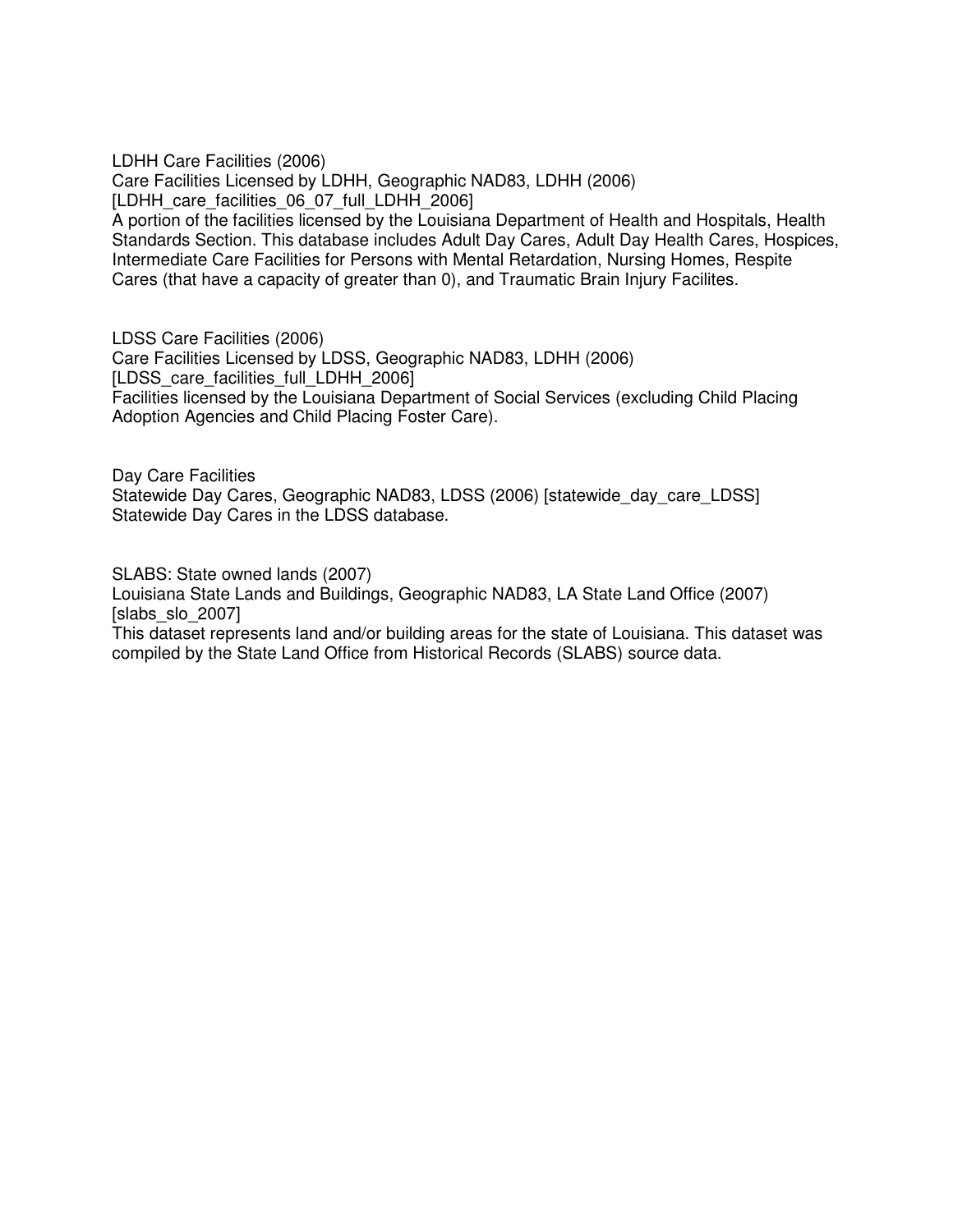LDHH Care Facilities (2006)
Care Facilities Licensed by LDHH, Geographic NAD83, LDHH (2006)
[LDHH_care_facilities_06_07_full_LDHH_2006]
A portion of the facilities licensed by the Louisiana Department of Health and Hospitals, Health Standards Section. This database includes Adult Day Cares, Adult Day Health Cares, Hospices, Intermediate Care Facilities for Persons with Mental Retardation, Nursing Homes, Respite Cares (that have a capacity of greater than 0), and Traumatic Brain Injury Facilites.

LDSS Care Facilities (2006)
Care Facilities Licensed by LDSS, Geographic NAD83, LDHH (2006)
[LDSS_care_facilities_full_LDHH_2006]
Facilities licensed by the Louisiana Department of Social Services (excluding Child Placing Adoption Agencies and Child Placing Foster Care).

Day Care Facilities
Statewide Day Cares, Geographic NAD83, LDSS (2006) [statewide_day_care_LDSS]
Statewide Day Cares in the LDSS database.

SLABS: State owned lands (2007)
Louisiana State Lands and Buildings, Geographic NAD83, LA State Land Office (2007)
[slabs_slo_2007]
This dataset represents land and/or building areas for the state of Louisiana. This dataset was compiled by the State Land Office from Historical Records (SLABS) source data.